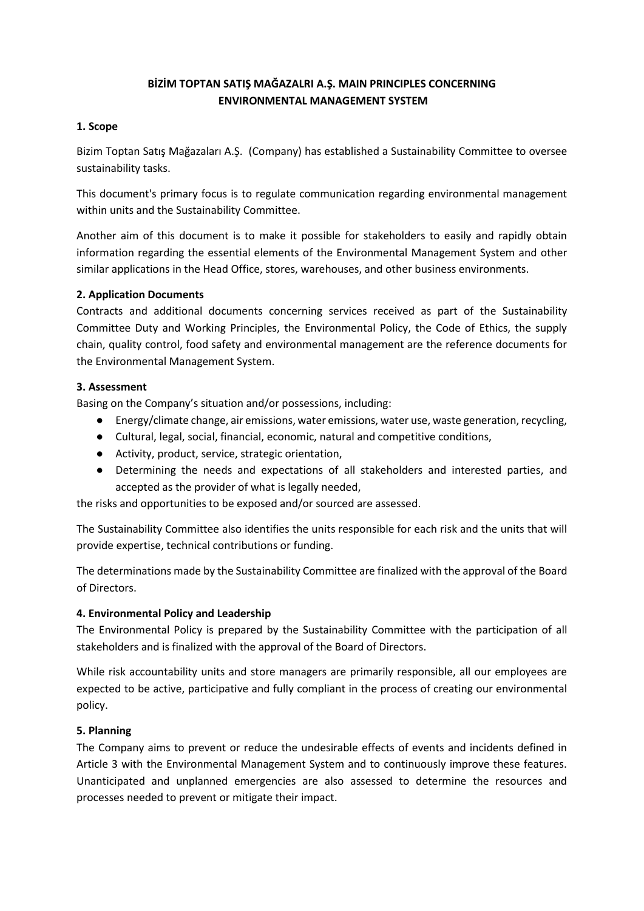# BİZİM TOPTAN SATIŞ MAĞAZALRI A.Ş. MAIN PRINCIPLES CONCERNING ENVIRONMENTAL MANAGEMENT SYSTEM

## 1. Scope

Bizim Toptan Satış Mağazaları A.Ş. (Company) has established a Sustainability Committee to oversee sustainability tasks.

This document's primary focus is to regulate communication regarding environmental management within units and the Sustainability Committee.

Another aim of this document is to make it possible for stakeholders to easily and rapidly obtain information regarding the essential elements of the Environmental Management System and other similar applications in the Head Office, stores, warehouses, and other business environments.

## 2. Application Documents

Contracts and additional documents concerning services received as part of the Sustainability Committee Duty and Working Principles, the Environmental Policy, the Code of Ethics, the supply chain, quality control, food safety and environmental management are the reference documents for the Environmental Management System.

## 3. Assessment

Basing on the Company's situation and/or possessions, including:

- Energy/climate change, air emissions, water emissions, water use, waste generation, recycling,
- Cultural, legal, social, financial, economic, natural and competitive conditions,
- Activity, product, service, strategic orientation,
- Determining the needs and expectations of all stakeholders and interested parties, and accepted as the provider of what is legally needed,

the risks and opportunities to be exposed and/or sourced are assessed.

The Sustainability Committee also identifies the units responsible for each risk and the units that will provide expertise, technical contributions or funding.

The determinations made by the Sustainability Committee are finalized with the approval of the Board of Directors.

## 4. Environmental Policy and Leadership

The Environmental Policy is prepared by the Sustainability Committee with the participation of all stakeholders and is finalized with the approval of the Board of Directors.

While risk accountability units and store managers are primarily responsible, all our employees are expected to be active, participative and fully compliant in the process of creating our environmental policy.

## 5. Planning

The Company aims to prevent or reduce the undesirable effects of events and incidents defined in Article 3 with the Environmental Management System and to continuously improve these features. Unanticipated and unplanned emergencies are also assessed to determine the resources and processes needed to prevent or mitigate their impact.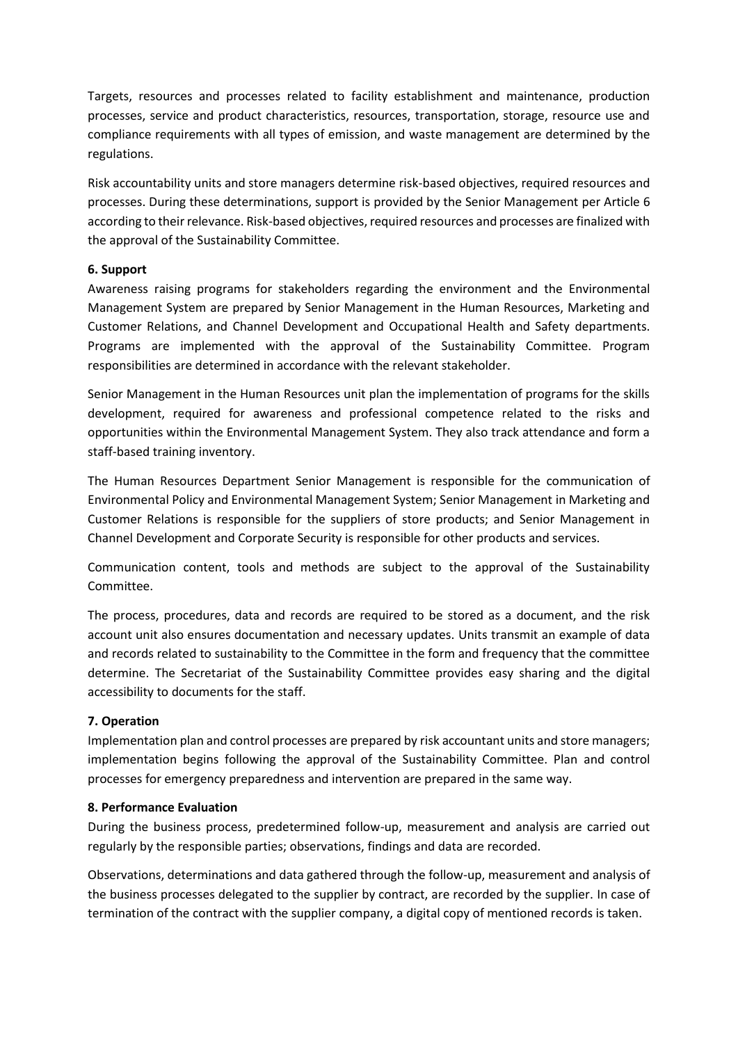Targets, resources and processes related to facility establishment and maintenance, production processes, service and product characteristics, resources, transportation, storage, resource use and compliance requirements with all types of emission, and waste management are determined by the regulations.

Risk accountability units and store managers determine risk-based objectives, required resources and processes. During these determinations, support is provided by the Senior Management per Article 6 according to their relevance. Risk-based objectives, required resources and processes are finalized with the approval of the Sustainability Committee.

**6. Support**

Awareness raising programs for stakeholders regarding the environment and the Environmental Management System are prepared by Senior Management in the Human Resources, Marketing and Customer Relations, and Channel Development and Occupational Health and Safety departments. Programs are implemented with the approval of the Sustainability Committee. Program responsibilities are determined in accordance with the relevant stakeholder.

Senior Management in the Human Resources unit plan the implementation of programs for the skills development, required for awareness and professional competence related to the risks and opportunities within the Environmental Management System. They also track attendance and form a staff-based training inventory.

The Human Resources Department Senior Management is responsible for the communication of Environmental Policy and Environmental Management System; Senior Management in Marketing and Customer Relations is responsible for the suppliers of store products; and Senior Management in Channel Development and Corporate Security is responsible for other products and services.

Communication content, tools and methods are subject to the approval of the Sustainability Committee.

The process, procedures, data and records are required to be stored as a document, and the risk account unit also ensures documentation and necessary updates. Units transmit an example of data and records related to sustainability to the Committee in the form and frequency that the committee determine. The Secretariat of the Sustainability Committee provides easy sharing and the digital accessibility to documents for the staff.

**7. Operation**

Implementation plan and control processes are prepared by risk accountant units and store managers; implementation begins following the approval of the Sustainability Committee. Plan and control processes for emergency preparedness and intervention are prepared in the same way.

**8. Performance Evaluation**

During the business process, predetermined follow-up, measurement and analysis are carried out regularly by the responsible parties; observations, findings and data are recorded.

Observations, determinations and data gathered through the follow-up, measurement and analysis of the business processes delegated to the supplier by contract, are recorded by the supplier. In case of termination of the contract with the supplier company, a digital copy of mentioned records is taken.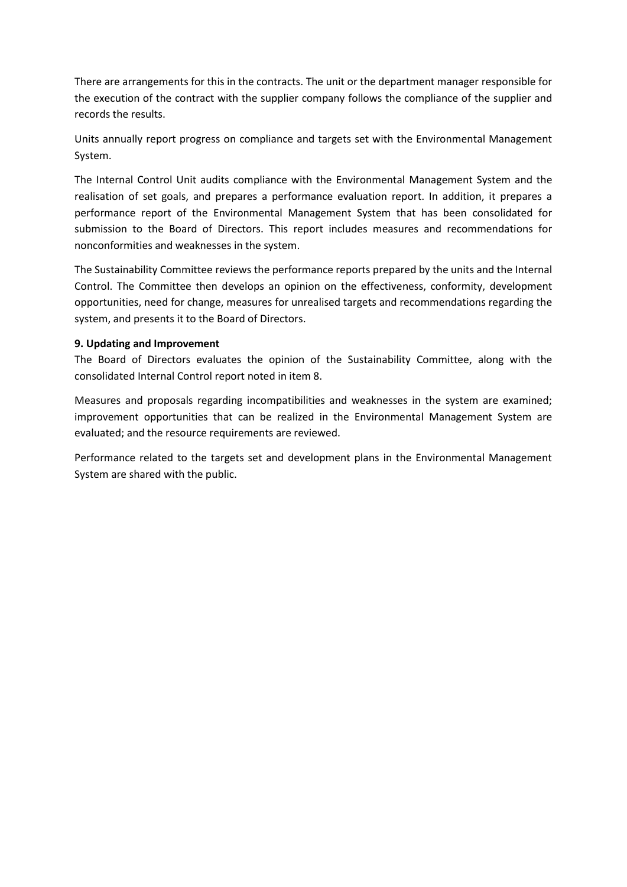There are arrangements for this in the contracts. The unit or the department manager responsible for the execution of the contract with the supplier company follows the compliance of the supplier and records the results.

Units annually report progress on compliance and targets set with the Environmental Management System.

The Internal Control Unit audits compliance with the Environmental Management System and the realisation of set goals, and prepares a performance evaluation report. In addition, it prepares a performance report of the Environmental Management System that has been consolidated for submission to the Board of Directors. This report includes measures and recommendations for nonconformities and weaknesses in the system.

The Sustainability Committee reviews the performance reports prepared by the units and the Internal Control. The Committee then develops an opinion on the effectiveness, conformity, development opportunities, need for change, measures for unrealised targets and recommendations regarding the system, and presents it to the Board of Directors.

**9. Updating and Improvement**

The Board of Directors evaluates the opinion of the Sustainability Committee, along with the consolidated Internal Control report noted in item 8.

Measures and proposals regarding incompatibilities and weaknesses in the system are examined; improvement opportunities that can be realized in the Environmental Management System are evaluated; and the resource requirements are reviewed.

Performance related to the targets set and development plans in the Environmental Management System are shared with the public.